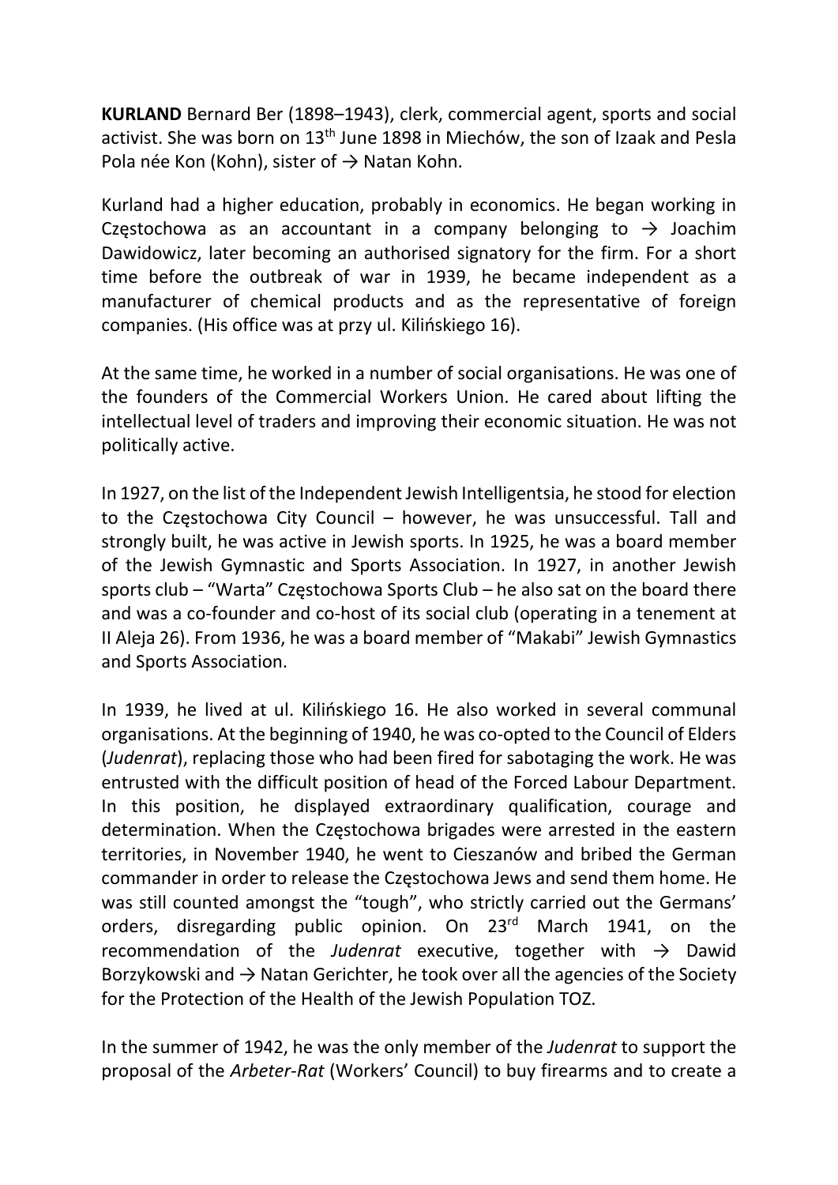**KURLAND** Bernard Ber (1898–1943), clerk, commercial agent, sports and social activist. She was born on 13th June 1898 in Miechów, the son of Izaak and Pesla Pola née Kon (Kohn), sister of → Natan Kohn.

Kurland had a higher education, probably in economics. He began working in Częstochowa as an accountant in a company belonging to → Joachim Dawidowicz, later becoming an authorised signatory for the firm. For a short time before the outbreak of war in 1939, he became independent as a manufacturer of chemical products and as the representative of foreign companies. (His office was at przy ul. Kilińskiego 16).

At the same time, he worked in a number of social organisations. He was one of the founders of the Commercial Workers Union. He cared about lifting the intellectual level of traders and improving their economic situation. He was not politically active.

In 1927, on the list of the Independent Jewish Intelligentsia, he stood for election to the Częstochowa City Council – however, he was unsuccessful. Tall and strongly built, he was active in Jewish sports. In 1925, he was a board member of the Jewish Gymnastic and Sports Association. In 1927, in another Jewish sports club – "Warta" Częstochowa Sports Club – he also sat on the board there and was a co-founder and co-host of its social club (operating in a tenement at II Aleja 26). From 1936, he was a board member of "Makabi" Jewish Gymnastics and Sports Association.

In 1939, he lived at ul. Kilińskiego 16. He also worked in several communal organisations. At the beginning of 1940, he was co-opted to the Council of Elders (*Judenrat*), replacing those who had been fired for sabotaging the work. He was entrusted with the difficult position of head of the Forced Labour Department. In this position, he displayed extraordinary qualification, courage and determination. When the Częstochowa brigades were arrested in the eastern territories, in November 1940, he went to Cieszanów and bribed the German commander in order to release the Częstochowa Jews and send them home. He was still counted amongst the "tough", who strictly carried out the Germans' orders, disregarding public opinion. On 23rd March 1941, on the recommendation of the *Judenrat* executive, together with → Dawid Borzykowski and → Natan Gerichter, he took over all the agencies of the Society for the Protection of the Health of the Jewish Population TOZ.

In the summer of 1942, he was the only member of the *Judenrat* to support the proposal of the *Arbeter-Rat* (Workers' Council) to buy firearms and to create a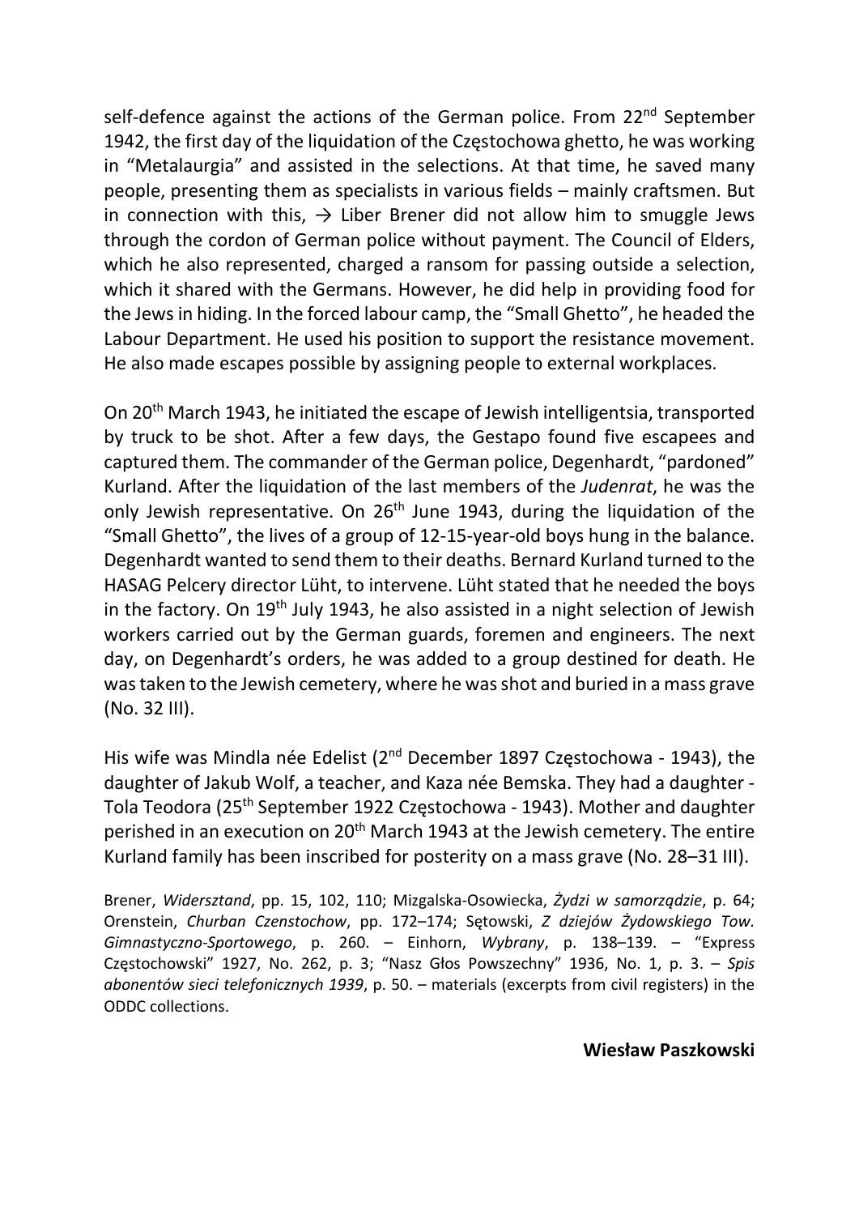self-defence against the actions of the German police. From 22nd September 1942, the first day of the liquidation of the Częstochowa ghetto, he was working in "Metalaurgia" and assisted in the selections. At that time, he saved many people, presenting them as specialists in various fields – mainly craftsmen. But in connection with this, → Liber Brener did not allow him to smuggle Jews through the cordon of German police without payment. The Council of Elders, which he also represented, charged a ransom for passing outside a selection, which it shared with the Germans. However, he did help in providing food for the Jews in hiding. In the forced labour camp, the "Small Ghetto", he headed the Labour Department. He used his position to support the resistance movement. He also made escapes possible by assigning people to external workplaces.

On 20th March 1943, he initiated the escape of Jewish intelligentsia, transported by truck to be shot. After a few days, the Gestapo found five escapees and captured them. The commander of the German police, Degenhardt, "pardoned" Kurland. After the liquidation of the last members of the *Judenrat*, he was the only Jewish representative. On 26th June 1943, during the liquidation of the "Small Ghetto", the lives of a group of 12-15-year-old boys hung in the balance. Degenhardt wanted to send them to their deaths. Bernard Kurland turned to the HASAG Pelcery director Lüht, to intervene. Lüht stated that he needed the boys in the factory. On 19th July 1943, he also assisted in a night selection of Jewish workers carried out by the German guards, foremen and engineers. The next day, on Degenhardt's orders, he was added to a group destined for death. He was taken to the Jewish cemetery, where he was shot and buried in a mass grave (No. 32 III).

His wife was Mindla née Edelist (2nd December 1897 Częstochowa - 1943), the daughter of Jakub Wolf, a teacher, and Kaza née Bemska. They had a daughter - Tola Teodora (25th September 1922 Częstochowa - 1943). Mother and daughter perished in an execution on 20th March 1943 at the Jewish cemetery. The entire Kurland family has been inscribed for posterity on a mass grave (No. 28–31 III).

Brener, *Widersztand*, pp. 15, 102, 110; Mizgalska-Osowiecka, *Żydzi w samorządzie*, p. 64; Orenstein, *Churban Czenstochow*, pp. 172–174; Sętowski, *Z dziejów Żydowskiego Tow. Gimnastyczno-Sportowego*, p. 260. – Einhorn, *Wybrany*, p. 138–139. – "Express Częstochowski" 1927, No. 262, p. 3; "Nasz Głos Powszechny" 1936, No. 1, p. 3. – *Spis abonentów sieci telefonicznych 1939*, p. 50. – materials (excerpts from civil registers) in the ODDC collections.

**Wiesław Paszkowski**